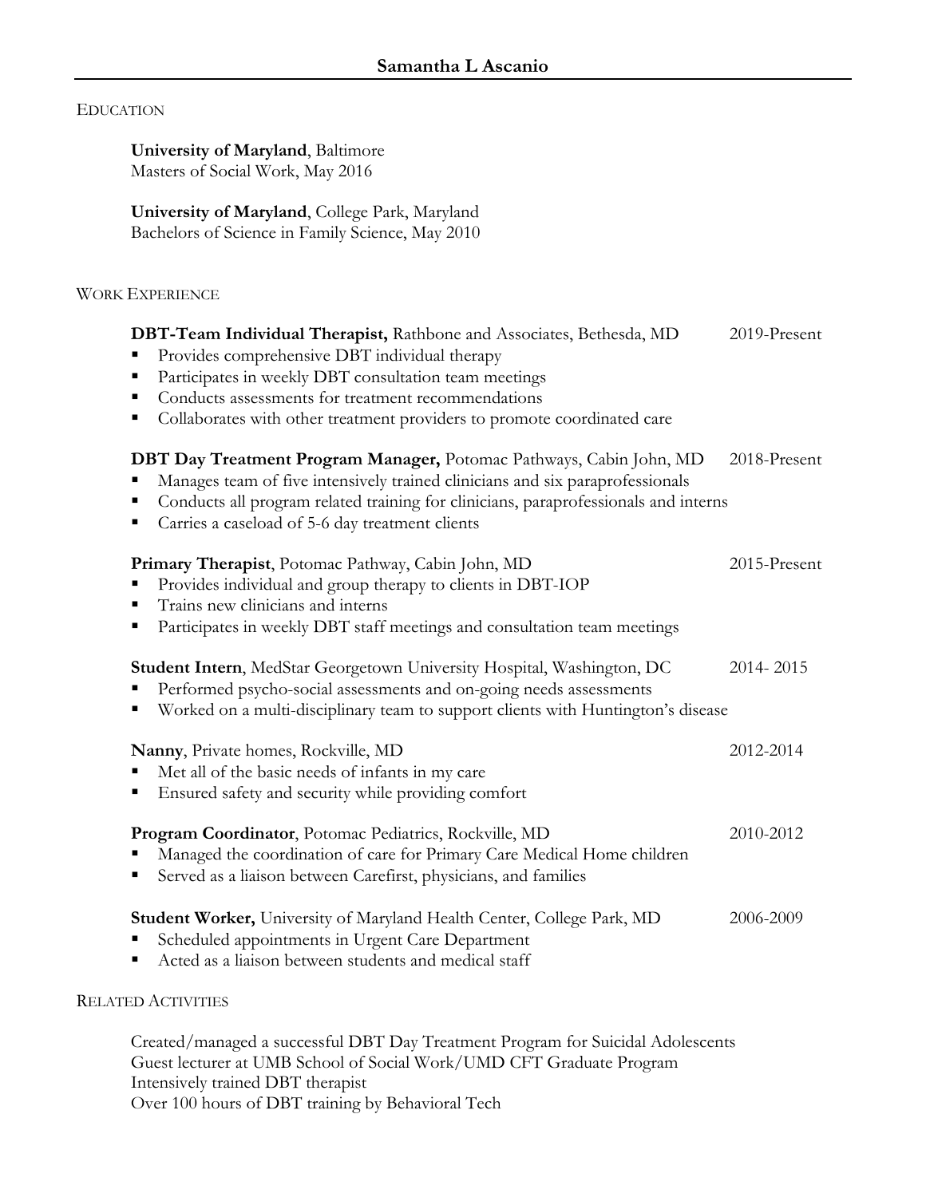# Samantha L Ascanio

## Education

**University of Maryland**, Baltimore
Masters of Social Work, May 2016

**University of Maryland**, College Park, Maryland
Bachelors of Science in Family Science, May 2010

## Work Experience

**DBT-Team Individual Therapist,** Rathbone and Associates, Bethesda, MD — 2019-Present

- Provides comprehensive DBT individual therapy
- Participates in weekly DBT consultation team meetings
- Conducts assessments for treatment recommendations
- Collaborates with other treatment providers to promote coordinated care

**DBT Day Treatment Program Manager,** Potomac Pathways, Cabin John, MD — 2018-Present

- Manages team of five intensively trained clinicians and six paraprofessionals
- Conducts all program related training for clinicians, paraprofessionals and interns
- Carries a caseload of 5-6 day treatment clients

**Primary Therapist**, Potomac Pathway, Cabin John, MD — 2015-Present

- Provides individual and group therapy to clients in DBT-IOP
- Trains new clinicians and interns
- Participates in weekly DBT staff meetings and consultation team meetings

**Student Intern**, MedStar Georgetown University Hospital, Washington, DC — 2014- 2015

- Performed psycho-social assessments and on-going needs assessments
- Worked on a multi-disciplinary team to support clients with Huntington's disease

**Nanny**, Private homes, Rockville, MD — 2012-2014

- Met all of the basic needs of infants in my care
- Ensured safety and security while providing comfort

**Program Coordinator**, Potomac Pediatrics, Rockville, MD — 2010-2012

- Managed the coordination of care for Primary Care Medical Home children
- Served as a liaison between Carefirst, physicians, and families

**Student Worker,** University of Maryland Health Center, College Park, MD — 2006-2009

- Scheduled appointments in Urgent Care Department
- Acted as a liaison between students and medical staff

## Related Activities

Created/managed a successful DBT Day Treatment Program for Suicidal Adolescents
Guest lecturer at UMB School of Social Work/UMD CFT Graduate Program
Intensively trained DBT therapist
Over 100 hours of DBT training by Behavioral Tech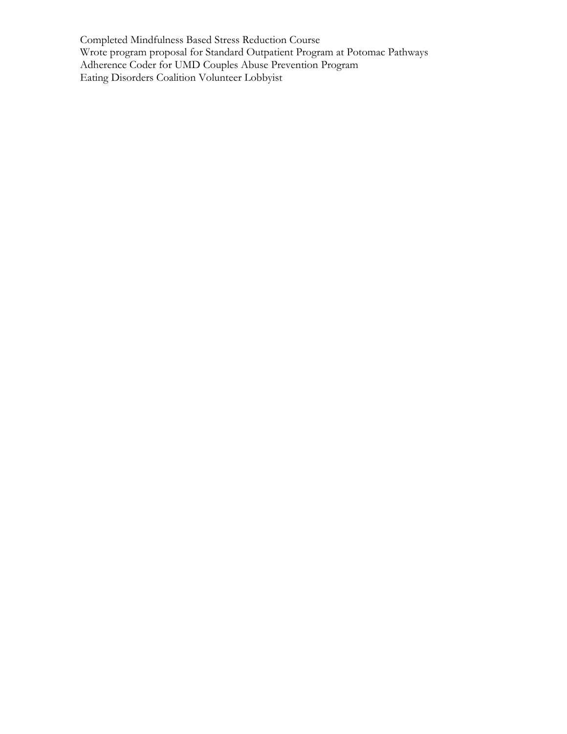Completed Mindfulness Based Stress Reduction Course
Wrote program proposal for Standard Outpatient Program at Potomac Pathways
Adherence Coder for UMD Couples Abuse Prevention Program
Eating Disorders Coalition Volunteer Lobbyist